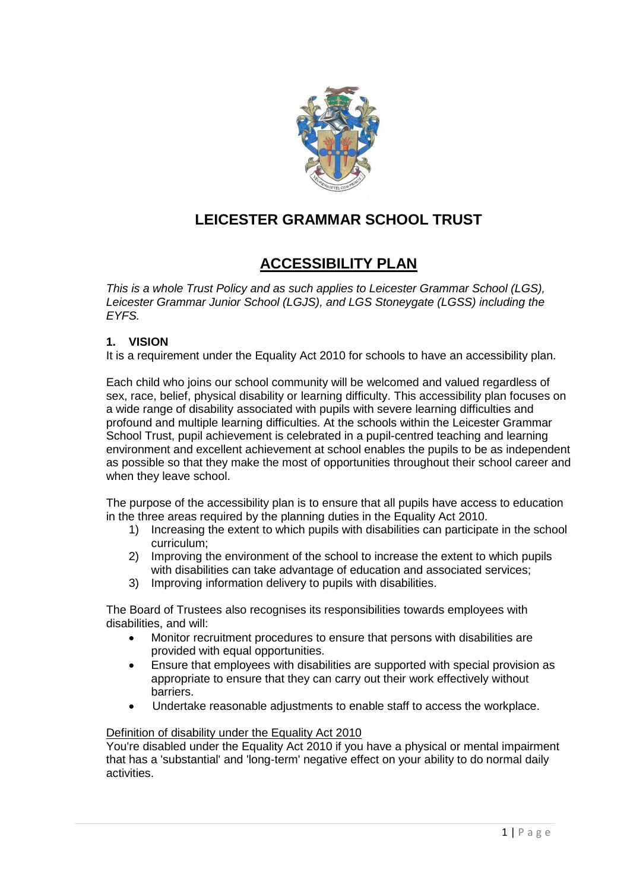# LEICESTER GRAMMAR SCHOOL TRUST

## ACCESSIBILITY PLAN

*This is a whole Trust Policy and as such applies to Leicester Grammar School (LGS), Leicester Grammar Junior School (LGJS), and LGS Stoneygate (LGSS) including the EYFS.*

### 1. VISION

It is a requirement under the Equality Act 2010 for schools to have an accessibility plan.

Each child who joins our school community will be welcomed and valued regardless of sex, race, belief, physical disability or learning difficulty. This accessibility plan focuses on a wide range of disability associated with pupils with severe learning difficulties and profound and multiple learning difficulties. At the schools within the Leicester Grammar School Trust, pupil achievement is celebrated in a pupil-centred teaching and learning environment and excellent achievement at school enables the pupils to be as independent as possible so that they make the most of opportunities throughout their school career and when they leave school.

The purpose of the accessibility plan is to ensure that all pupils have access to education in the three areas required by the planning duties in the Equality Act 2010.

1) Increasing the extent to which pupils with disabilities can participate in the school curriculum;
2) Improving the environment of the school to increase the extent to which pupils with disabilities can take advantage of education and associated services;
3) Improving information delivery to pupils with disabilities.

The Board of Trustees also recognises its responsibilities towards employees with disabilities, and will:

- Monitor recruitment procedures to ensure that persons with disabilities are provided with equal opportunities.
- Ensure that employees with disabilities are supported with special provision as appropriate to ensure that they can carry out their work effectively without barriers.
- Undertake reasonable adjustments to enable staff to access the workplace.

Definition of disability under the Equality Act 2010

You're disabled under the Equality Act 2010 if you have a physical or mental impairment that has a 'substantial' and 'long-term' negative effect on your ability to do normal daily activities.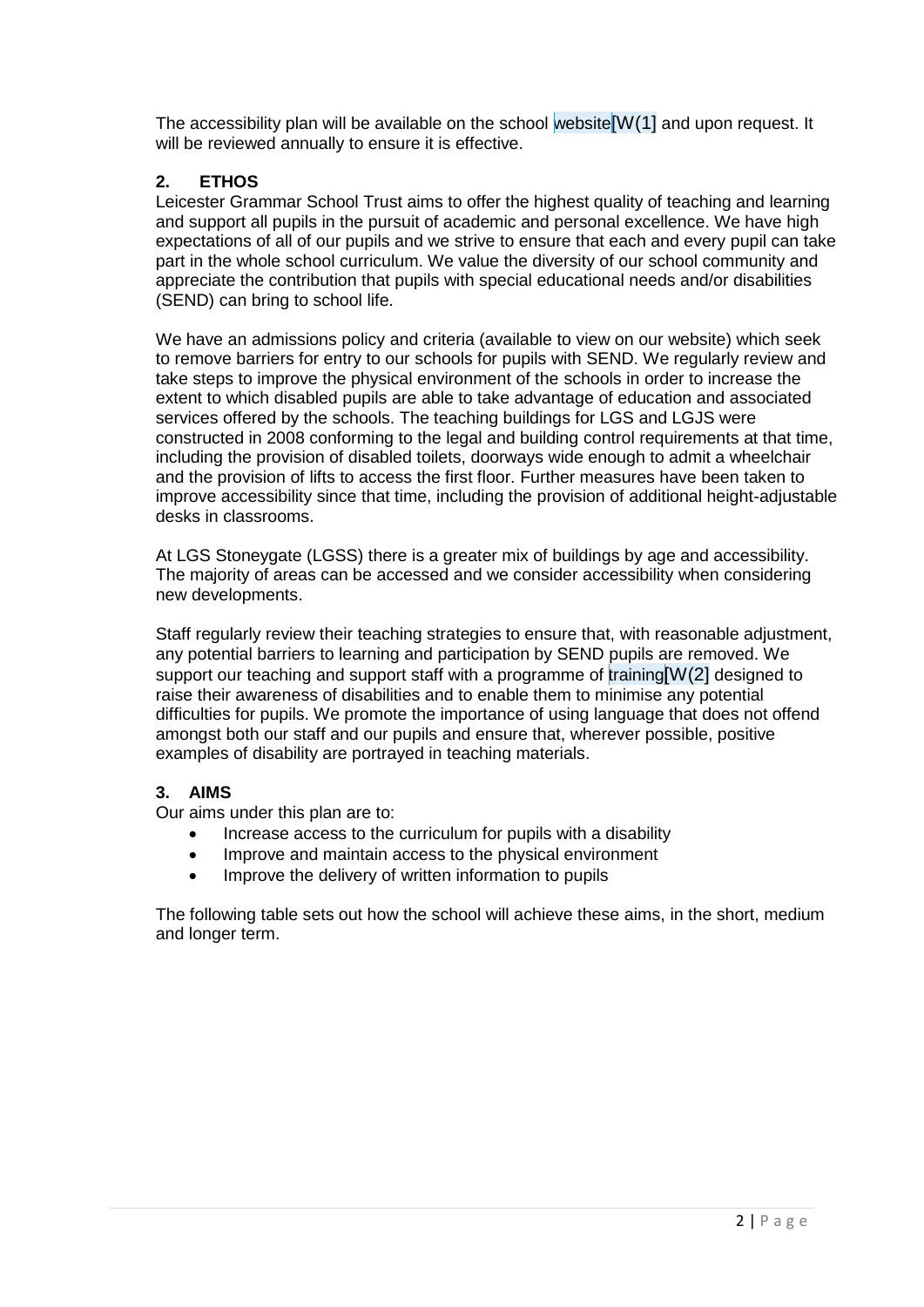The accessibility plan will be available on the school website[W(1] and upon request. It will be reviewed annually to ensure it is effective.

## 2. ETHOS

Leicester Grammar School Trust aims to offer the highest quality of teaching and learning and support all pupils in the pursuit of academic and personal excellence. We have high expectations of all of our pupils and we strive to ensure that each and every pupil can take part in the whole school curriculum. We value the diversity of our school community and appreciate the contribution that pupils with special educational needs and/or disabilities (SEND) can bring to school life.

We have an admissions policy and criteria (available to view on our website) which seek to remove barriers for entry to our schools for pupils with SEND. We regularly review and take steps to improve the physical environment of the schools in order to increase the extent to which disabled pupils are able to take advantage of education and associated services offered by the schools. The teaching buildings for LGS and LGJS were constructed in 2008 conforming to the legal and building control requirements at that time, including the provision of disabled toilets, doorways wide enough to admit a wheelchair and the provision of lifts to access the first floor. Further measures have been taken to improve accessibility since that time, including the provision of additional height-adjustable desks in classrooms.

At LGS Stoneygate (LGSS) there is a greater mix of buildings by age and accessibility. The majority of areas can be accessed and we consider accessibility when considering new developments.

Staff regularly review their teaching strategies to ensure that, with reasonable adjustment, any potential barriers to learning and participation by SEND pupils are removed. We support our teaching and support staff with a programme of training[W(2] designed to raise their awareness of disabilities and to enable them to minimise any potential difficulties for pupils. We promote the importance of using language that does not offend amongst both our staff and our pupils and ensure that, wherever possible, positive examples of disability are portrayed in teaching materials.

## 3. AIMS

Our aims under this plan are to:

- Increase access to the curriculum for pupils with a disability
- Improve and maintain access to the physical environment
- Improve the delivery of written information to pupils

The following table sets out how the school will achieve these aims, in the short, medium and longer term.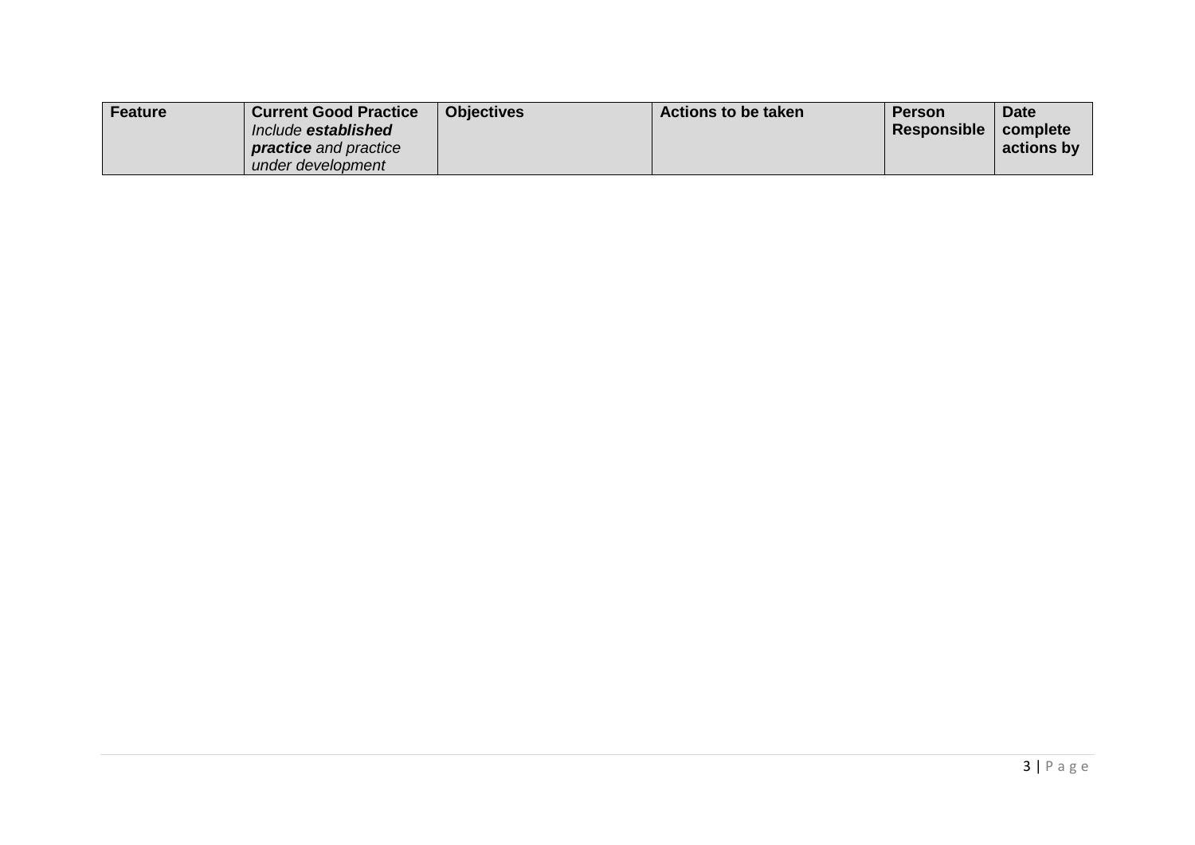| Feature | Current Good Practice<br>*Include **established practice** and practice under development* | Objectives | Actions to be taken | Person Responsible | Date complete actions by |
|---|---|---|---|---|---|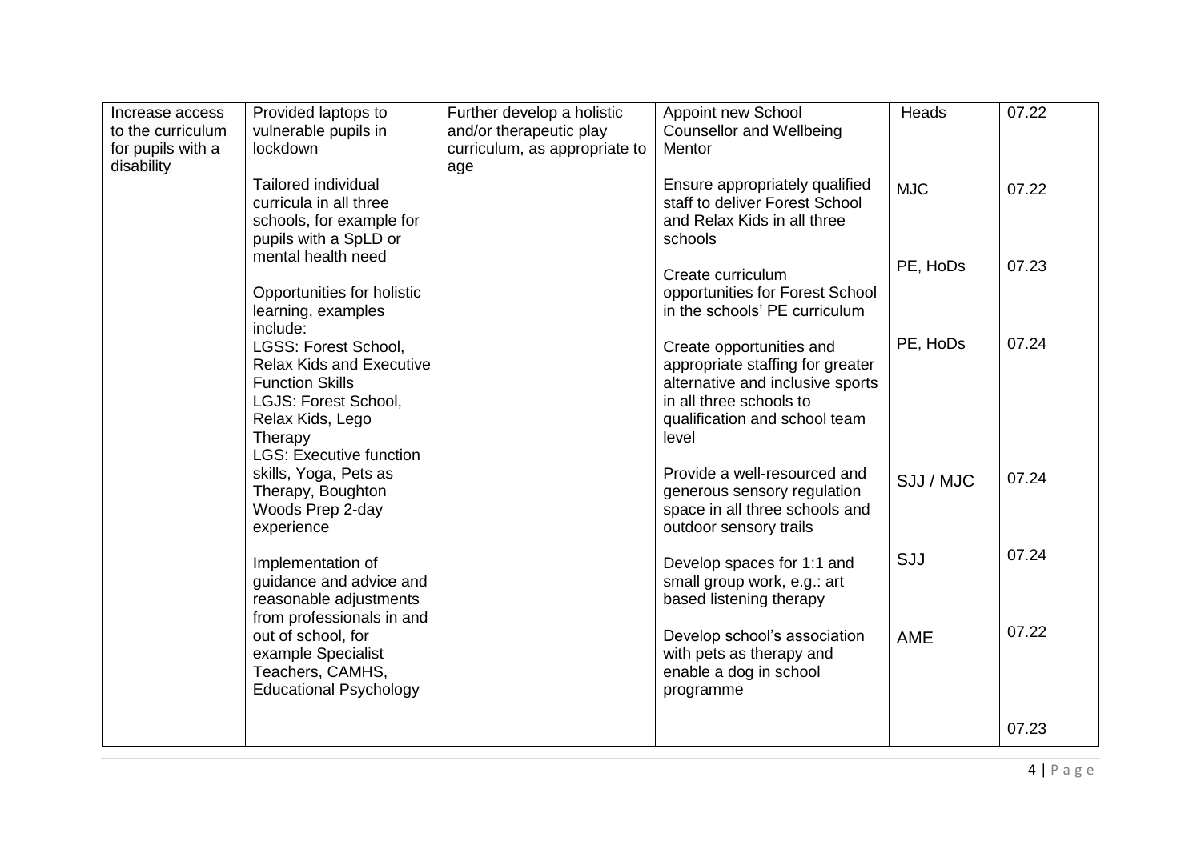| | | | | | |
|---|---|---|---|---|---|
| Increase access to the curriculum for pupils with a disability | Provided laptops to vulnerable pupils in lockdown | Further develop a holistic and/or therapeutic play curriculum, as appropriate to age | Appoint new School Counsellor and Wellbeing Mentor | Heads | 07.22 |
| | Tailored individual curricula in all three schools, for example for pupils with a SpLD or mental health need | | Ensure appropriately qualified staff to deliver Forest School and Relax Kids in all three schools | MJC | 07.22 |
| | Opportunities for holistic learning, examples include:<br>LGSS: Forest School, Relax Kids and Executive Function Skills<br>LGJS: Forest School, Relax Kids, Lego Therapy<br>LGS: Executive function skills, Yoga, Pets as Therapy, Boughton Woods Prep 2-day experience | | Create curriculum opportunities for Forest School in the schools' PE curriculum | PE, HoDs | 07.23 |
| | | | Create opportunities and appropriate staffing for greater alternative and inclusive sports in all three schools to qualification and school team level | PE, HoDs | 07.24 |
| | | | Provide a well-resourced and generous sensory regulation space in all three schools and outdoor sensory trails | SJJ / MJC | 07.24 |
| | Implementation of guidance and advice and reasonable adjustments from professionals in and out of school, for example Specialist Teachers, CAMHS, Educational Psychology | | Develop spaces for 1:1 and small group work, e.g.: art based listening therapy | SJJ | 07.24 |
| | | | Develop school's association with pets as therapy and enable a dog in school programme | AME | 07.22 |
| | | | | | 07.23 |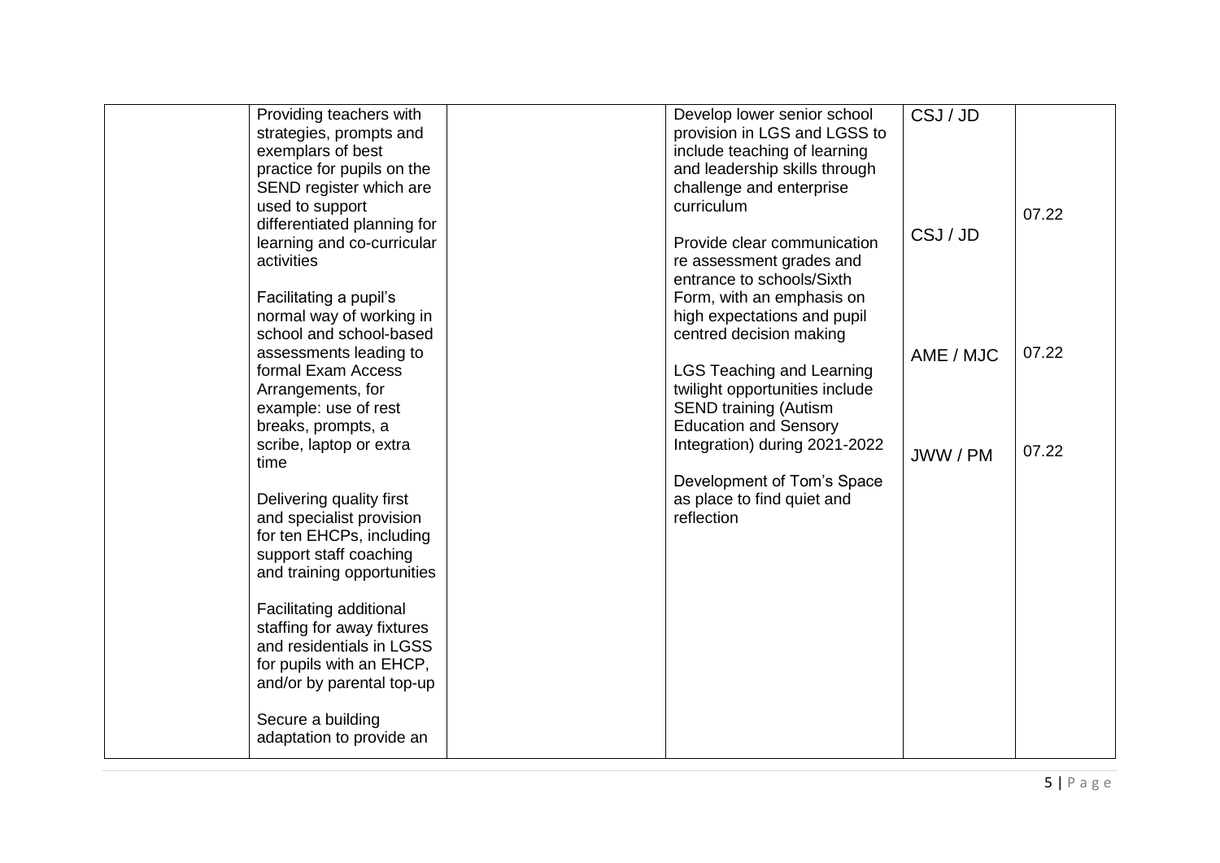| | | | | | |
|---|---|---|---|---|---|
| | Providing teachers with strategies, prompts and exemplars of best practice for pupils on the SEND register which are used to support differentiated planning for learning and co-curricular activities<br><br>Facilitating a pupil's normal way of working in school and school-based assessments leading to formal Exam Access Arrangements, for example: use of rest breaks, prompts, a scribe, laptop or extra time<br><br>Delivering quality first and specialist provision for ten EHCPs, including support staff coaching and training opportunities<br><br>Facilitating additional staffing for away fixtures and residentials in LGSS for pupils with an EHCP, and/or by parental top-up<br><br>Secure a building adaptation to provide an | | Develop lower senior school provision in LGS and LGSS to include teaching of learning and leadership skills through challenge and enterprise curriculum<br><br>Provide clear communication re assessment grades and entrance to schools/Sixth Form, with an emphasis on high expectations and pupil centred decision making<br><br>LGS Teaching and Learning twilight opportunities include SEND training (Autism Education and Sensory Integration) during 2021-2022<br><br>Development of Tom's Space as place to find quiet and reflection | CSJ / JD<br><br>CSJ / JD<br><br>AME / MJC<br><br>JWW / PM | 07.22<br><br>07.22<br><br>07.22 |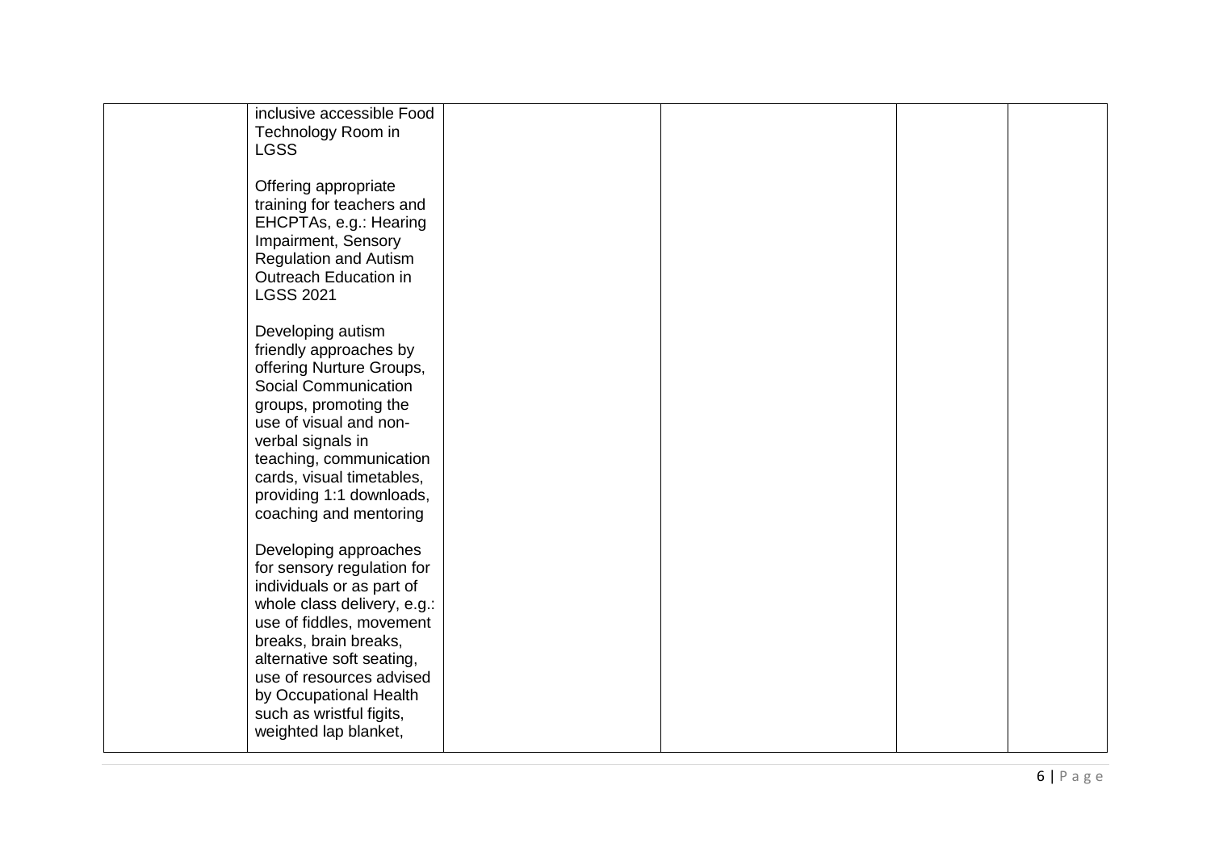| | | | | | |
|---|---|---|---|---|---|
| | inclusive accessible Food Technology Room in LGSS<br><br>Offering appropriate training for teachers and EHCPTAs, e.g.: Hearing Impairment, Sensory Regulation and Autism Outreach Education in LGSS 2021<br><br>Developing autism friendly approaches by offering Nurture Groups, Social Communication groups, promoting the use of visual and non-verbal signals in teaching, communication cards, visual timetables, providing 1:1 downloads, coaching and mentoring<br><br>Developing approaches for sensory regulation for individuals or as part of whole class delivery, e.g.: use of fiddles, movement breaks, brain breaks, alternative soft seating, use of resources advised by Occupational Health such as wristful figits, weighted lap blanket, | | | | |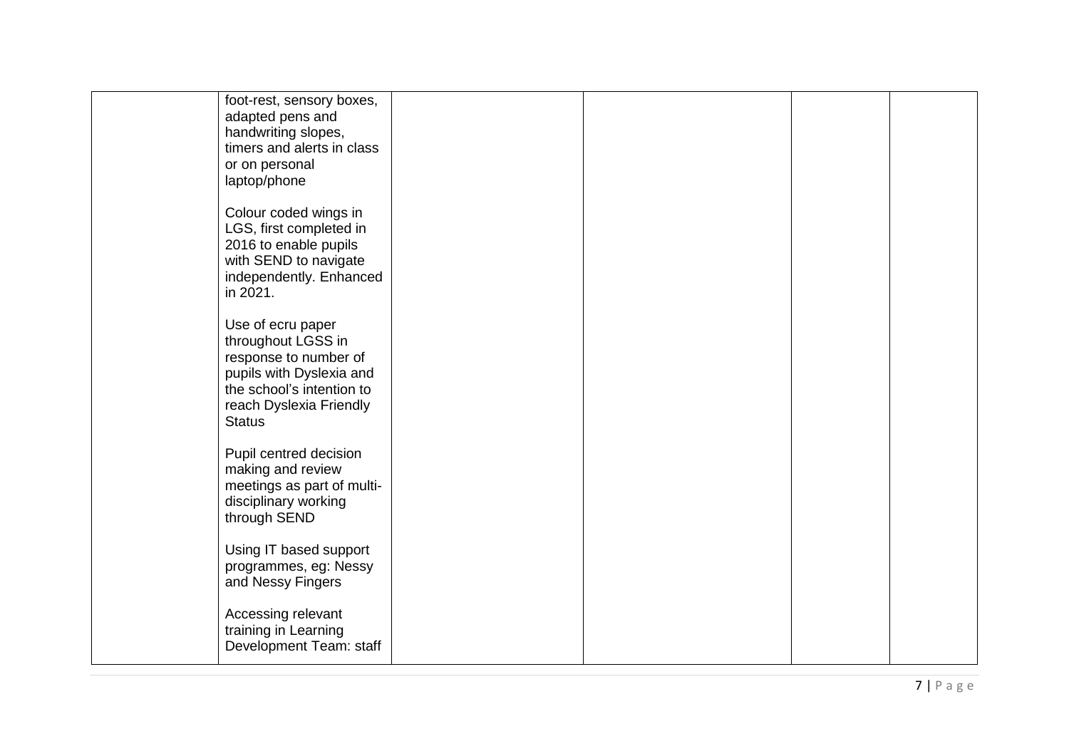| | | | | | |
|---|---|---|---|---|---|
| | foot-rest, sensory boxes, adapted pens and handwriting slopes, timers and alerts in class or on personal laptop/phone<br><br>Colour coded wings in LGS, first completed in 2016 to enable pupils with SEND to navigate independently. Enhanced in 2021.<br><br>Use of ecru paper throughout LGSS in response to number of pupils with Dyslexia and the school's intention to reach Dyslexia Friendly Status<br><br>Pupil centred decision making and review meetings as part of multi-disciplinary working through SEND<br><br>Using IT based support programmes, eg: Nessy and Nessy Fingers<br><br>Accessing relevant training in Learning Development Team: staff | | | | |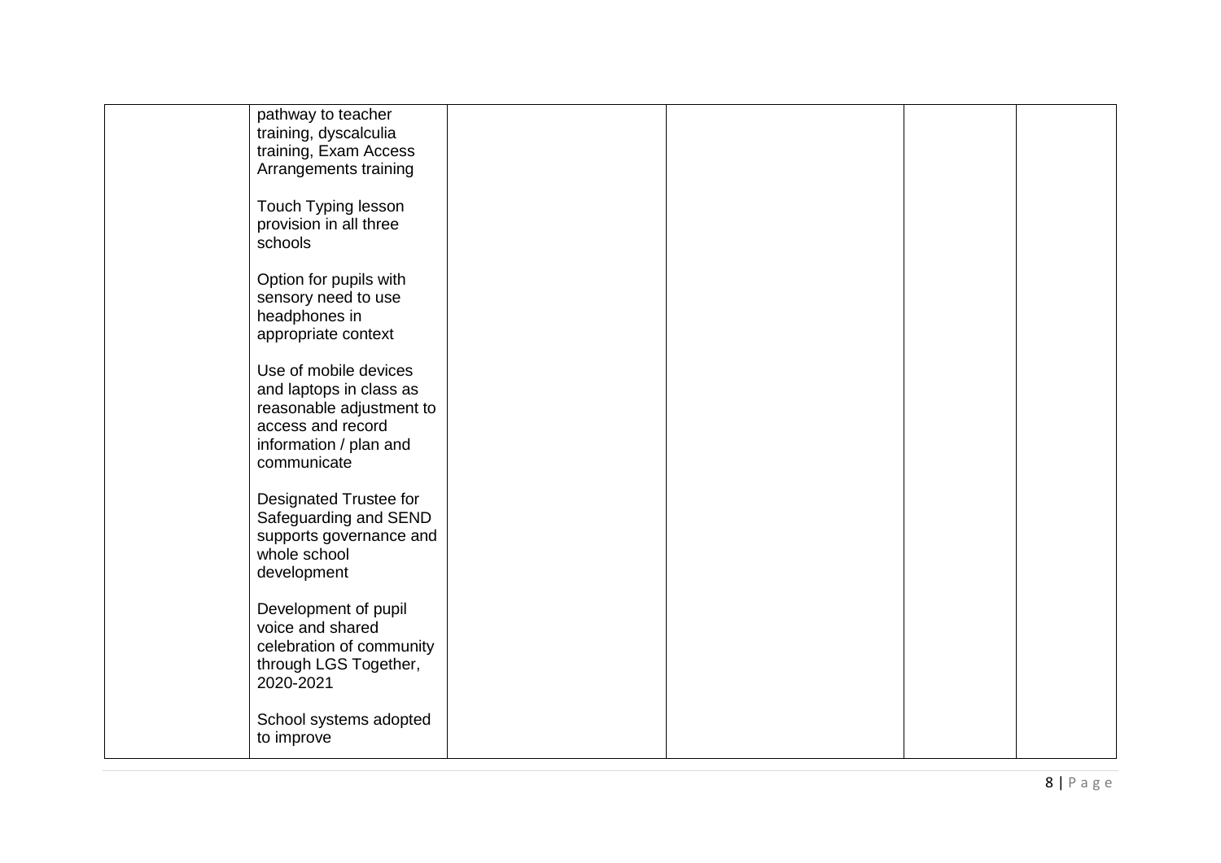|  |  |  |  |  |  |
|---|---|---|---|---|---|
|  | pathway to teacher training, dyscalculia training, Exam Access Arrangements training<br><br>Touch Typing lesson provision in all three schools<br><br>Option for pupils with sensory need to use headphones in appropriate context<br><br>Use of mobile devices and laptops in class as reasonable adjustment to access and record information / plan and communicate<br><br>Designated Trustee for Safeguarding and SEND supports governance and whole school development<br><br>Development of pupil voice and shared celebration of community through LGS Together, 2020-2021<br><br>School systems adopted to improve |  |  |  |  |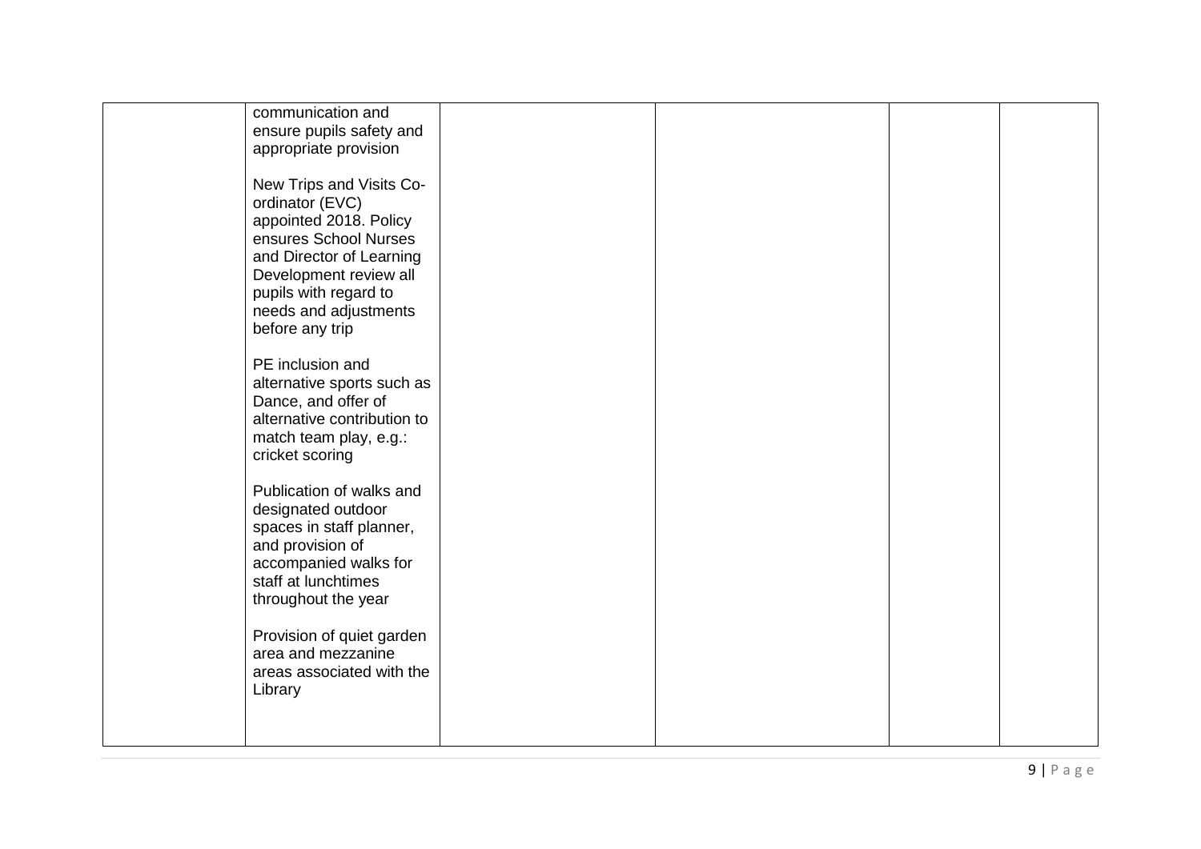|  |  |  |  |  |  |
|---|---|---|---|---|---|
|  | communication and ensure pupils safety and appropriate provision<br><br>New Trips and Visits Co-ordinator (EVC) appointed 2018. Policy ensures School Nurses and Director of Learning Development review all pupils with regard to needs and adjustments before any trip<br><br>PE inclusion and alternative sports such as Dance, and offer of alternative contribution to match team play, e.g.: cricket scoring<br><br>Publication of walks and designated outdoor spaces in staff planner, and provision of accompanied walks for staff at lunchtimes throughout the year<br><br>Provision of quiet garden area and mezzanine areas associated with the Library |  |  |  |  |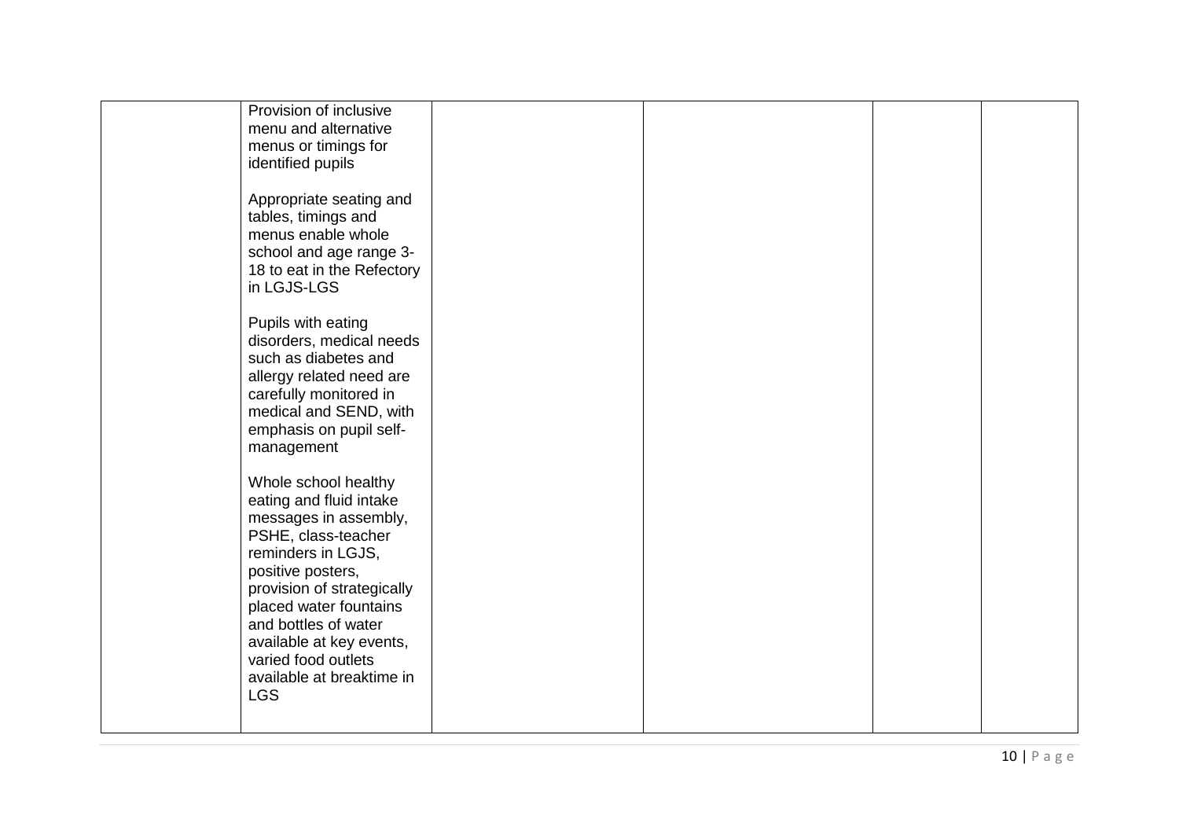| | | | | | |
|---|---|---|---|---|---|
| | Provision of inclusive menu and alternative menus or timings for identified pupils<br><br>Appropriate seating and tables, timings and menus enable whole school and age range 3-18 to eat in the Refectory in LGJS-LGS<br><br>Pupils with eating disorders, medical needs such as diabetes and allergy related need are carefully monitored in medical and SEND, with emphasis on pupil self-management<br><br>Whole school healthy eating and fluid intake messages in assembly, PSHE, class-teacher reminders in LGJS, positive posters, provision of strategically placed water fountains and bottles of water available at key events, varied food outlets available at breaktime in LGS | | | | |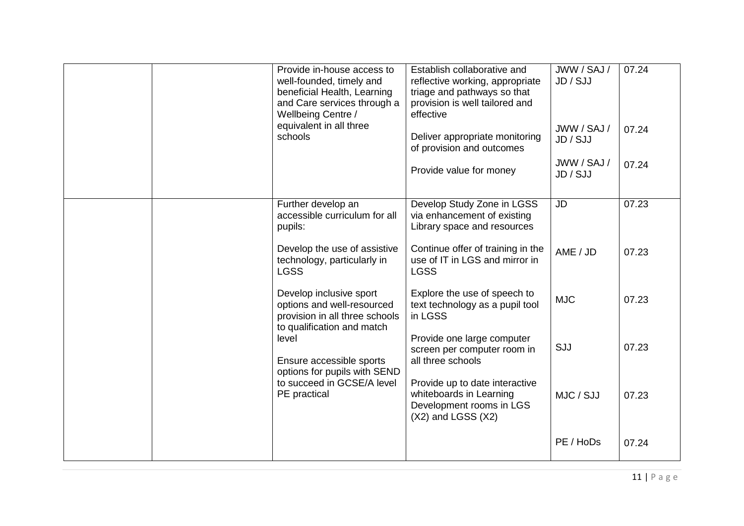| | | | | | |
|---|---|---|---|---|---|
| | | Provide in-house access to well-founded, timely and beneficial Health, Learning and Care services through a Wellbeing Centre / equivalent in all three schools | Establish collaborative and reflective working, appropriate triage and pathways so that provision is well tailored and effective | JWW / SAJ / JD / SJJ | 07.24 |
| | | | Deliver appropriate monitoring of provision and outcomes | JWW / SAJ / JD / SJJ | 07.24 |
| | | | Provide value for money | JWW / SAJ / JD / SJJ | 07.24 |
| | | Further develop an accessible curriculum for all pupils: | Develop Study Zone in LGSS via enhancement of existing Library space and resources | JD | 07.23 |
| | | Develop the use of assistive technology, particularly in LGSS | Continue offer of training in the use of IT in LGS and mirror in LGSS | AME / JD | 07.23 |
| | | Develop inclusive sport options and well-resourced provision in all three schools to qualification and match level | Explore the use of speech to text technology as a pupil tool in LGSS | MJC | 07.23 |
| | | Ensure accessible sports options for pupils with SEND to succeed in GCSE/A level PE practical | Provide one large computer screen per computer room in all three schools | SJJ | 07.23 |
| | | | Provide up to date interactive whiteboards in Learning Development rooms in LGS (X2) and LGSS (X2) | MJC / SJJ | 07.23 |
| | | | | PE / HoDs | 07.24 |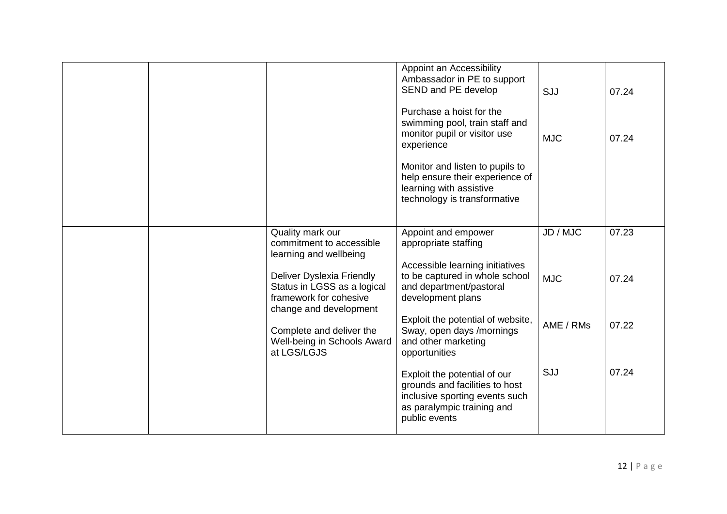| | | | | | |
|---|---|---|---|---|---|
| | | | Appoint an Accessibility Ambassador in PE to support SEND and PE develop<br><br>Purchase a hoist for the swimming pool, train staff and monitor pupil or visitor use experience<br><br>Monitor and listen to pupils to help ensure their experience of learning with assistive technology is transformative | SJJ<br><br>MJC | 07.24<br><br>07.24 |
| | | Quality mark our commitment to accessible learning and wellbeing<br><br>Deliver Dyslexia Friendly Status in LGSS as a logical framework for cohesive change and development<br><br>Complete and deliver the Well-being in Schools Award at LGS/LGJS | Appoint and empower appropriate staffing<br><br>Accessible learning initiatives to be captured in whole school and department/pastoral development plans<br><br>Exploit the potential of website, Sway, open days /mornings and other marketing opportunities<br><br>Exploit the potential of our grounds and facilities to host inclusive sporting events such as paralympic training and public events | JD / MJC<br><br>MJC<br><br>AME / RMs<br><br>SJJ | 07.23<br><br>07.24<br><br>07.22<br><br>07.24 |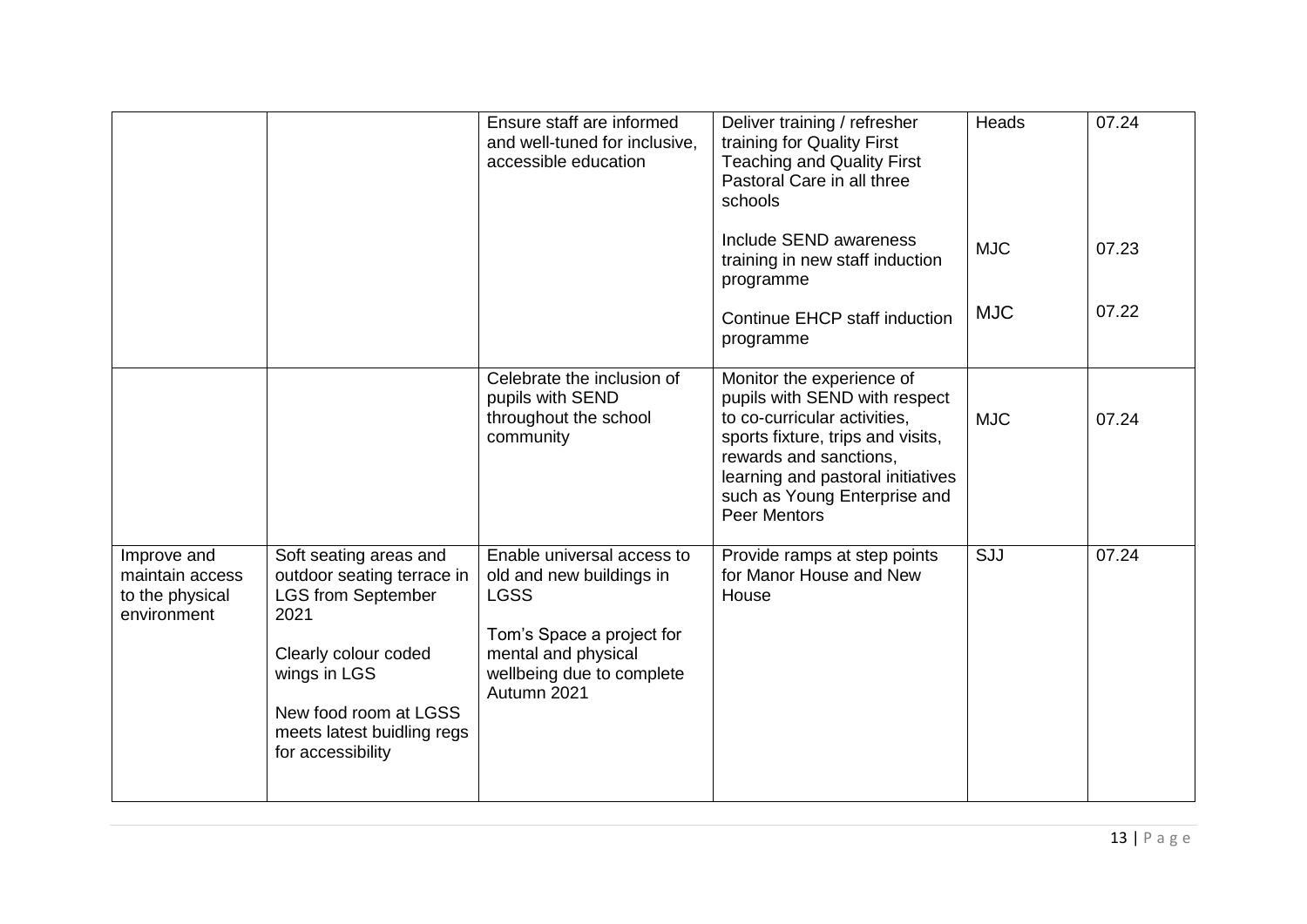| | | | | | |
|---|---|---|---|---|---|
| | | Ensure staff are informed and well-tuned for inclusive, accessible education | Deliver training / refresher training for Quality First Teaching and Quality First Pastoral Care in all three schools<br><br>Include SEND awareness training in new staff induction programme<br><br>Continue EHCP staff induction programme | Heads<br><br>MJC<br><br>MJC | 07.24<br><br>07.23<br><br>07.22 |
| | | Celebrate the inclusion of pupils with SEND throughout the school community | Monitor the experience of pupils with SEND with respect to co-curricular activities, sports fixture, trips and visits, rewards and sanctions, learning and pastoral initiatives such as Young Enterprise and Peer Mentors | MJC | 07.24 |
| Improve and maintain access to the physical environment | Soft seating areas and outdoor seating terrace in LGS from September 2021<br><br>Clearly colour coded wings in LGS<br><br>New food room at LGSS meets latest buidling regs for accessibility | Enable universal access to old and new buildings in LGSS<br><br>Tom's Space a project for mental and physical wellbeing due to complete Autumn 2021 | Provide ramps at step points for Manor House and New House | SJJ | 07.24 |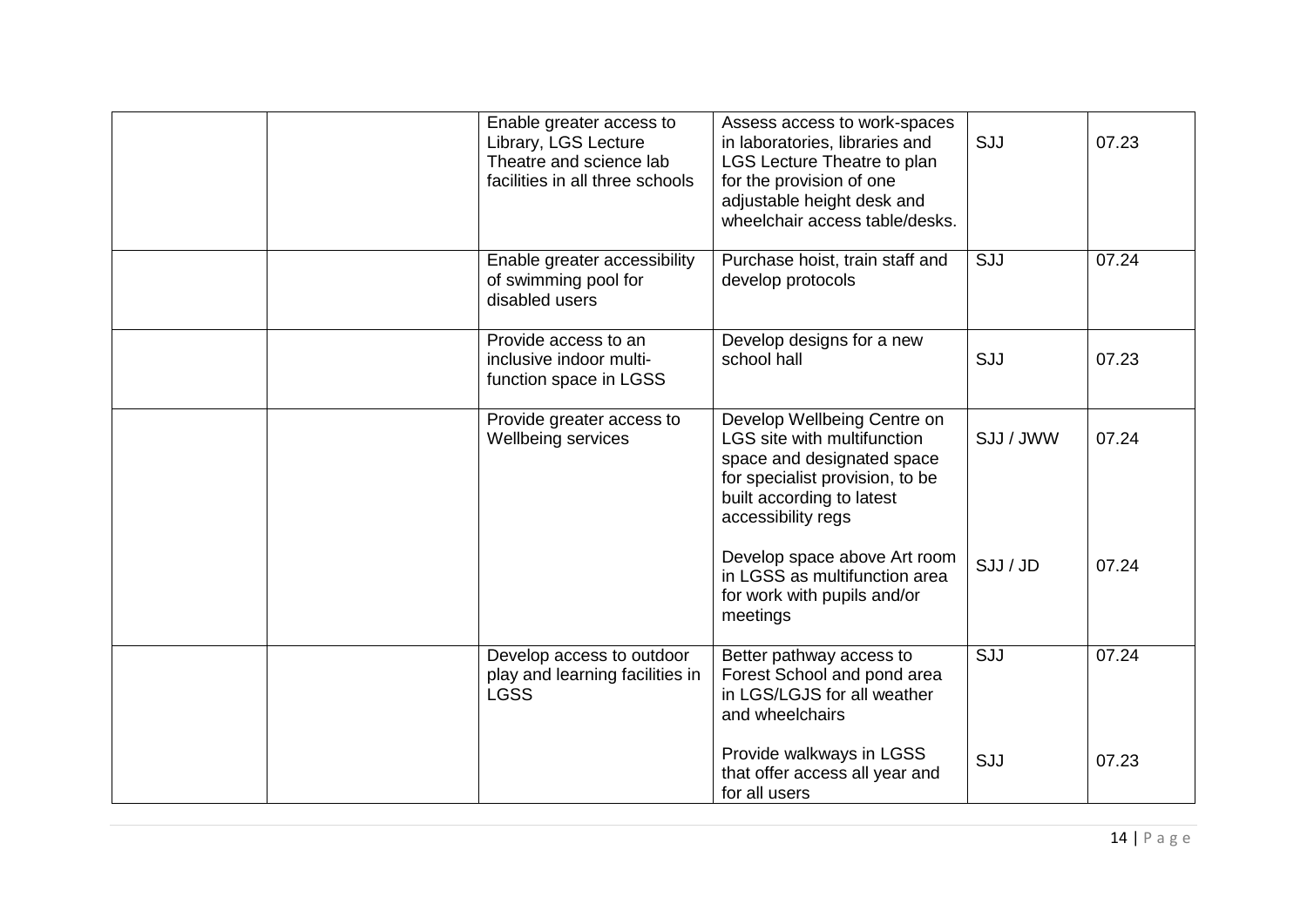| | | | | | |
|---|---|---|---|---|---|
| | | Enable greater access to Library, LGS Lecture Theatre and science lab facilities in all three schools | Assess access to work-spaces in laboratories, libraries and LGS Lecture Theatre to plan for the provision of one adjustable height desk and wheelchair access table/desks. | SJJ | 07.23 |
| | | Enable greater accessibility of swimming pool for disabled users | Purchase hoist, train staff and develop protocols | SJJ | 07.24 |
| | | Provide access to an inclusive indoor multi-function space in LGSS | Develop designs for a new school hall | SJJ | 07.23 |
| | | Provide greater access to Wellbeing services | Develop Wellbeing Centre on LGS site with multifunction space and designated space for specialist provision, to be built according to latest accessibility regs<br><br>Develop space above Art room in LGSS as multifunction area for work with pupils and/or meetings | SJJ / JWW<br><br>SJJ / JD | 07.24<br><br>07.24 |
| | | Develop access to outdoor play and learning facilities in LGSS | Better pathway access to Forest School and pond area in LGS/LGJS for all weather and wheelchairs<br><br>Provide walkways in LGSS that offer access all year and for all users | SJJ<br><br>SJJ | 07.24<br><br>07.23 |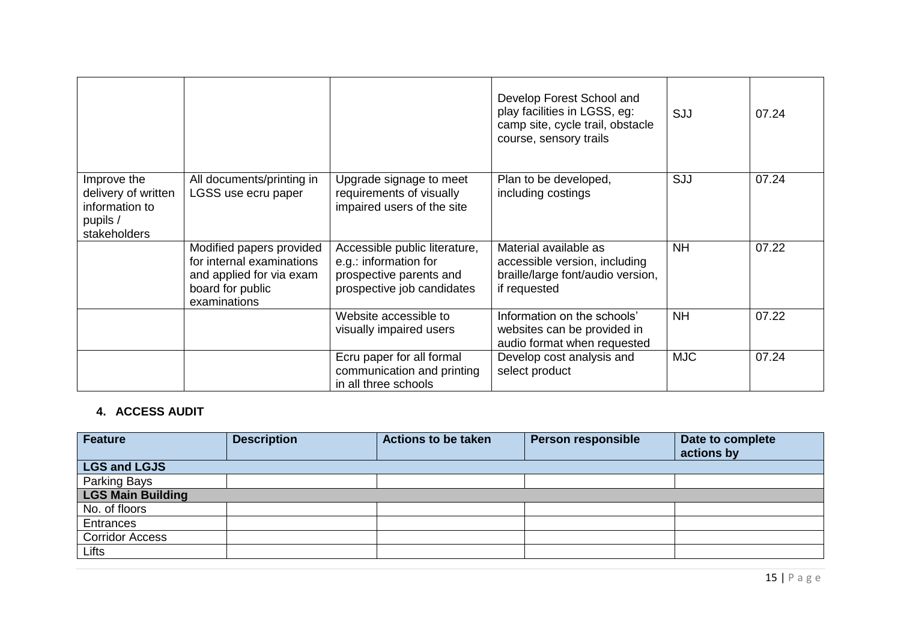| | | | | | |
|---|---|---|---|---|---|
| | | | Develop Forest School and play facilities in LGSS, eg: camp site, cycle trail, obstacle course, sensory trails | SJJ | 07.24 |
| Improve the delivery of written information to pupils / stakeholders | All documents/printing in LGSS use ecru paper | Upgrade signage to meet requirements of visually impaired users of the site | Plan to be developed, including costings | SJJ | 07.24 |
| | Modified papers provided for internal examinations and applied for via exam board for public examinations | Accessible public literature, e.g.: information for prospective parents and prospective job candidates | Material available as accessible version, including braille/large font/audio version, if requested | NH | 07.22 |
| | | Website accessible to visually impaired users | Information on the schools' websites can be provided in audio format when requested | NH | 07.22 |
| | | Ecru paper for all formal communication and printing in all three schools | Develop cost analysis and select product | MJC | 07.24 |

## 4. ACCESS AUDIT

| Feature | Description | Actions to be taken | Person responsible | Date to complete actions by |
|---|---|---|---|---|
| **LGS and LGJS** | | | | |
| Parking Bays | | | | |
| **LGS Main Building** | | | | |
| No. of floors | | | | |
| Entrances | | | | |
| Corridor Access | | | | |
| Lifts | | | | |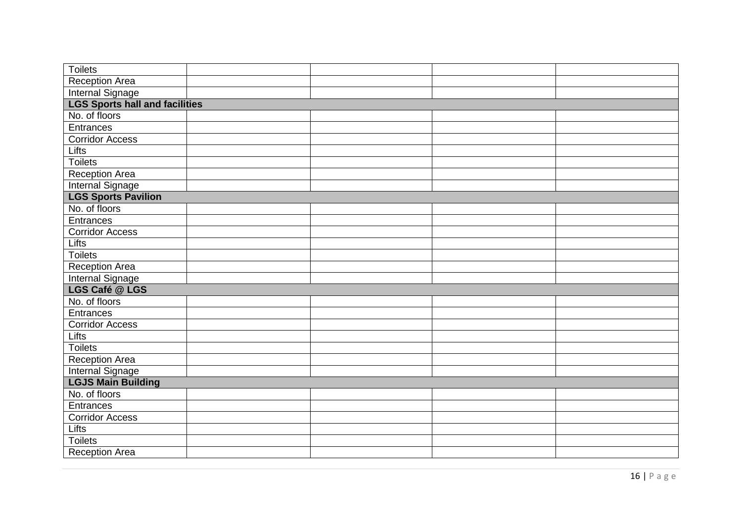| | | | | |
|---|---|---|---|---|
| Toilets | | | | |
| Reception Area | | | | |
| Internal Signage | | | | |
| **LGS Sports hall and facilities** | | | | |
| No. of floors | | | | |
| Entrances | | | | |
| Corridor Access | | | | |
| Lifts | | | | |
| Toilets | | | | |
| Reception Area | | | | |
| Internal Signage | | | | |
| **LGS Sports Pavilion** | | | | |
| No. of floors | | | | |
| Entrances | | | | |
| Corridor Access | | | | |
| Lifts | | | | |
| Toilets | | | | |
| Reception Area | | | | |
| Internal Signage | | | | |
| **LGS Café @ LGS** | | | | |
| No. of floors | | | | |
| Entrances | | | | |
| Corridor Access | | | | |
| Lifts | | | | |
| Toilets | | | | |
| Reception Area | | | | |
| Internal Signage | | | | |
| **LGJS Main Building** | | | | |
| No. of floors | | | | |
| Entrances | | | | |
| Corridor Access | | | | |
| Lifts | | | | |
| Toilets | | | | |
| Reception Area | | | | |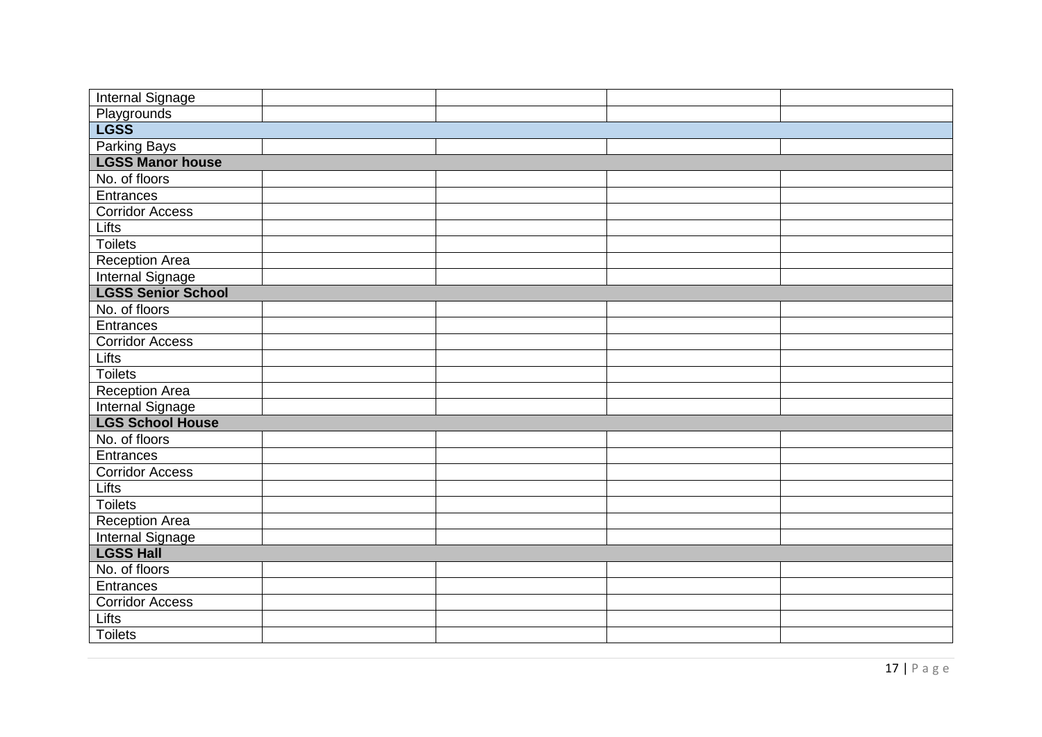| | | | | |
|---|---|---|---|---|
| Internal Signage | | | | |
| Playgrounds | | | | |
| **LGSS** | | | | |
| Parking Bays | | | | |
| **LGSS Manor house** | | | | |
| No. of floors | | | | |
| Entrances | | | | |
| Corridor Access | | | | |
| Lifts | | | | |
| Toilets | | | | |
| Reception Area | | | | |
| Internal Signage | | | | |
| **LGSS Senior School** | | | | |
| No. of floors | | | | |
| Entrances | | | | |
| Corridor Access | | | | |
| Lifts | | | | |
| Toilets | | | | |
| Reception Area | | | | |
| Internal Signage | | | | |
| **LGS School House** | | | | |
| No. of floors | | | | |
| Entrances | | | | |
| Corridor Access | | | | |
| Lifts | | | | |
| Toilets | | | | |
| Reception Area | | | | |
| Internal Signage | | | | |
| **LGSS Hall** | | | | |
| No. of floors | | | | |
| Entrances | | | | |
| Corridor Access | | | | |
| Lifts | | | | |
| Toilets | | | | |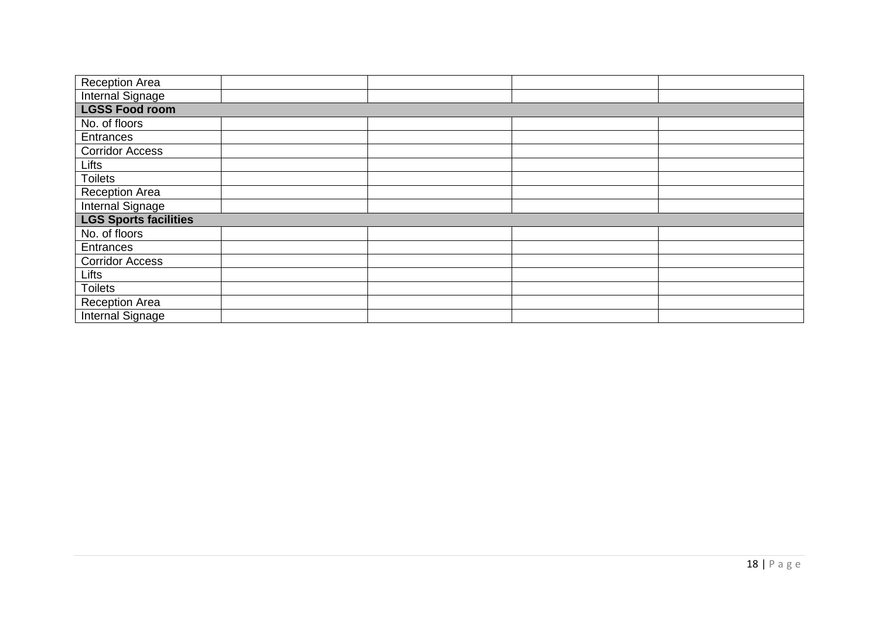| | | | | |
|---|---|---|---|---|
| Reception Area | | | | |
| Internal Signage | | | | |
| **LGSS Food room** | | | | |
| No. of floors | | | | |
| Entrances | | | | |
| Corridor Access | | | | |
| Lifts | | | | |
| Toilets | | | | |
| Reception Area | | | | |
| Internal Signage | | | | |
| **LGS Sports facilities** | | | | |
| No. of floors | | | | |
| Entrances | | | | |
| Corridor Access | | | | |
| Lifts | | | | |
| Toilets | | | | |
| Reception Area | | | | |
| Internal Signage | | | | |